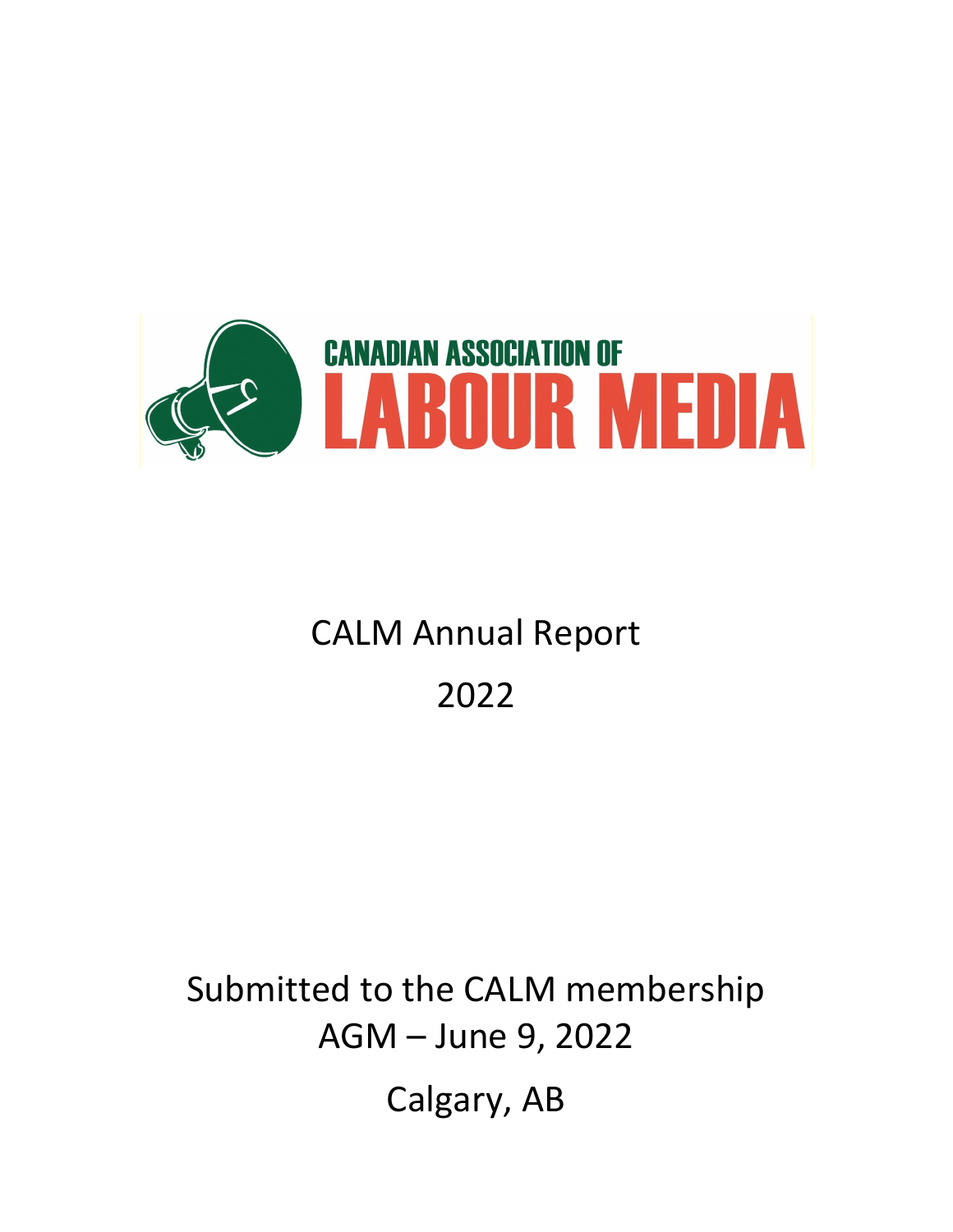CANADIAN ASSOCIATION OF
LABOUR MEDIA

# CALM Annual Report

# 2022

Submitted to the CALM membership
AGM – June 9, 2022

Calgary, AB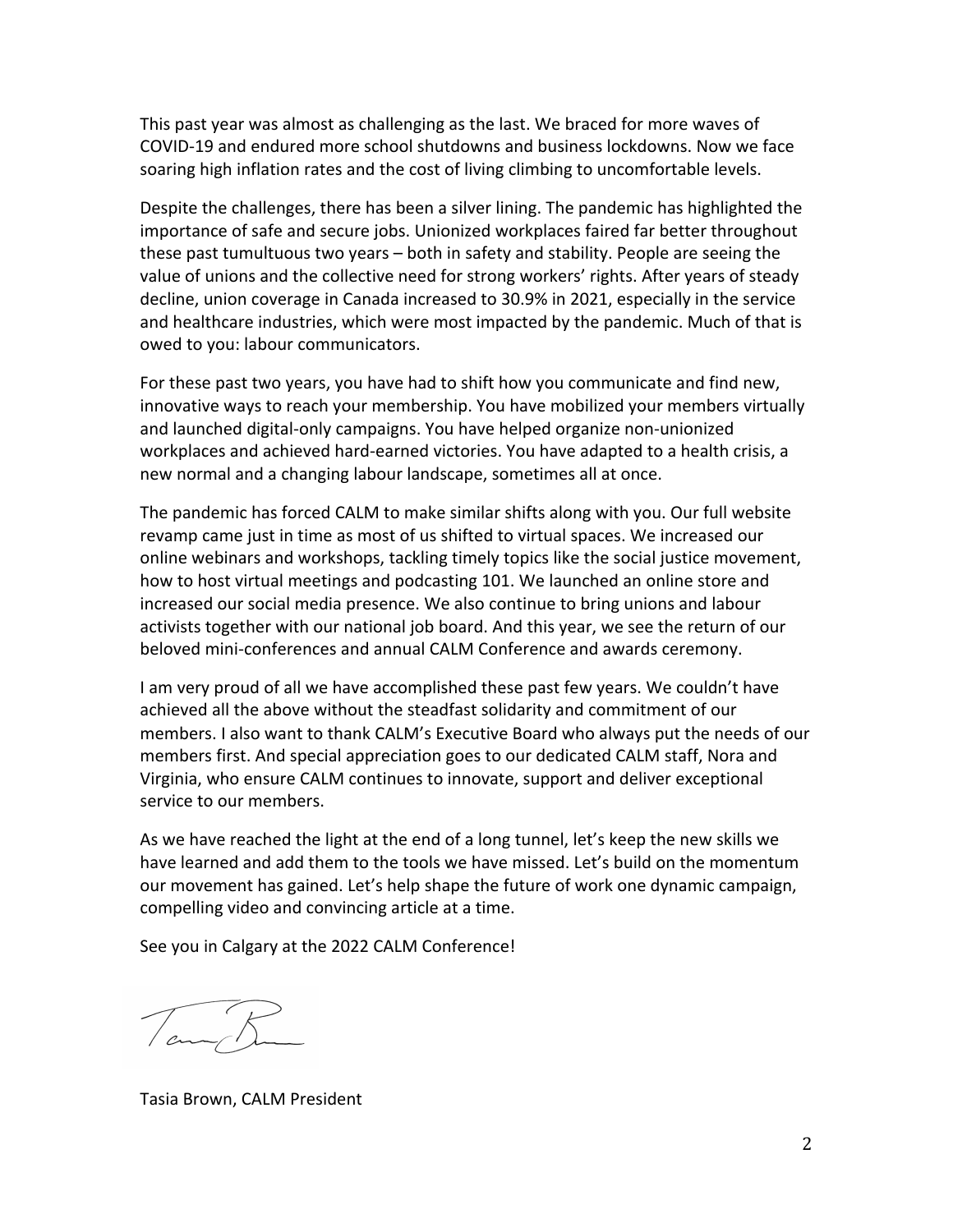This past year was almost as challenging as the last. We braced for more waves of COVID-19 and endured more school shutdowns and business lockdowns. Now we face soaring high inflation rates and the cost of living climbing to uncomfortable levels.

Despite the challenges, there has been a silver lining. The pandemic has highlighted the importance of safe and secure jobs. Unionized workplaces faired far better throughout these past tumultuous two years – both in safety and stability. People are seeing the value of unions and the collective need for strong workers' rights. After years of steady decline, union coverage in Canada increased to 30.9% in 2021, especially in the service and healthcare industries, which were most impacted by the pandemic. Much of that is owed to you: labour communicators.

For these past two years, you have had to shift how you communicate and find new, innovative ways to reach your membership. You have mobilized your members virtually and launched digital-only campaigns. You have helped organize non-unionized workplaces and achieved hard-earned victories. You have adapted to a health crisis, a new normal and a changing labour landscape, sometimes all at once.

The pandemic has forced CALM to make similar shifts along with you. Our full website revamp came just in time as most of us shifted to virtual spaces. We increased our online webinars and workshops, tackling timely topics like the social justice movement, how to host virtual meetings and podcasting 101. We launched an online store and increased our social media presence. We also continue to bring unions and labour activists together with our national job board. And this year, we see the return of our beloved mini-conferences and annual CALM Conference and awards ceremony.

I am very proud of all we have accomplished these past few years. We couldn't have achieved all the above without the steadfast solidarity and commitment of our members. I also want to thank CALM's Executive Board who always put the needs of our members first. And special appreciation goes to our dedicated CALM staff, Nora and Virginia, who ensure CALM continues to innovate, support and deliver exceptional service to our members.

As we have reached the light at the end of a long tunnel, let's keep the new skills we have learned and add them to the tools we have missed. Let's build on the momentum our movement has gained. Let's help shape the future of work one dynamic campaign, compelling video and convincing article at a time.

See you in Calgary at the 2022 CALM Conference!

Tasia Brown, CALM President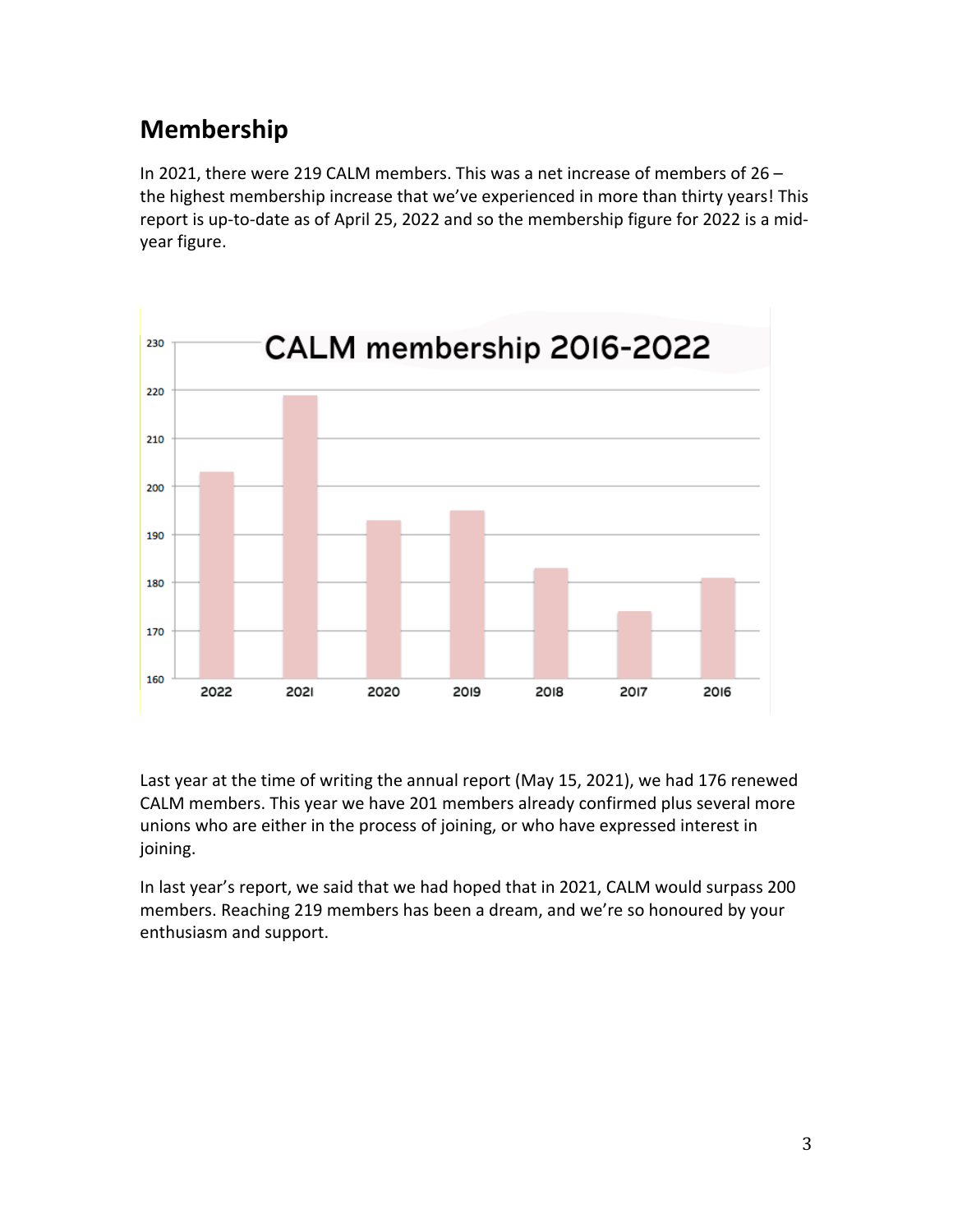## Membership

In 2021, there were 219 CALM members. This was a net increase of members of 26 – the highest membership increase that we've experienced in more than thirty years! This report is up-to-date as of April 25, 2022 and so the membership figure for 2022 is a mid-year figure.

Last year at the time of writing the annual report (May 15, 2021), we had 176 renewed CALM members. This year we have 201 members already confirmed plus several more unions who are either in the process of joining, or who have expressed interest in joining.

In last year's report, we said that we had hoped that in 2021, CALM would surpass 200 members. Reaching 219 members has been a dream, and we're so honoured by your enthusiasm and support.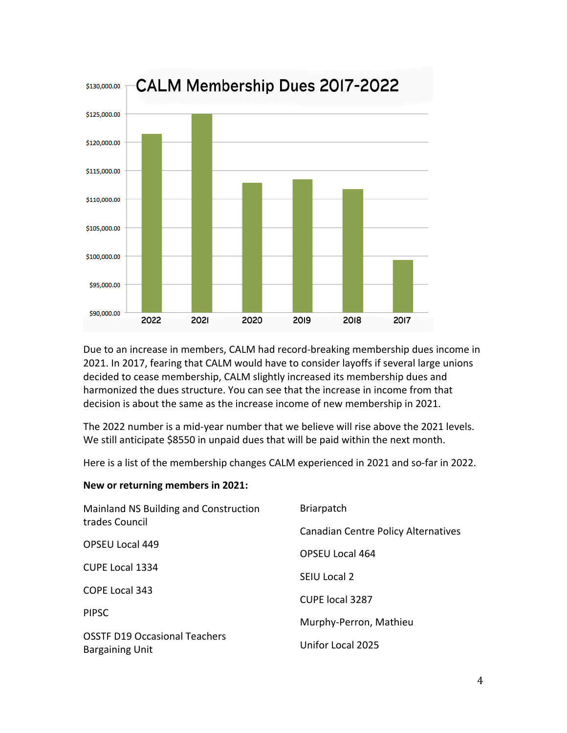**CALM Membership Dues 2017-2022**

Due to an increase in members, CALM had record-breaking membership dues income in 2021. In 2017, fearing that CALM would have to consider layoffs if several large unions decided to cease membership, CALM slightly increased its membership dues and harmonized the dues structure. You can see that the increase in income from that decision is about the same as the increase income of new membership in 2021.

The 2022 number is a mid-year number that we believe will rise above the 2021 levels. We still anticipate $8550 in unpaid dues that will be paid within the next month.

Here is a list of the membership changes CALM experienced in 2021 and so-far in 2022.

**New or returning members in 2021:**

- Mainland NS Building and Construction trades Council
- OPSEU Local 449
- CUPE Local 1334
- COPE Local 343
- PIPSC
- OSSTF D19 Occasional Teachers Bargaining Unit
- Briarpatch
- Canadian Centre Policy Alternatives
- OPSEU Local 464
- SEIU Local 2
- CUPE local 3287
- Murphy-Perron, Mathieu
- Unifor Local 2025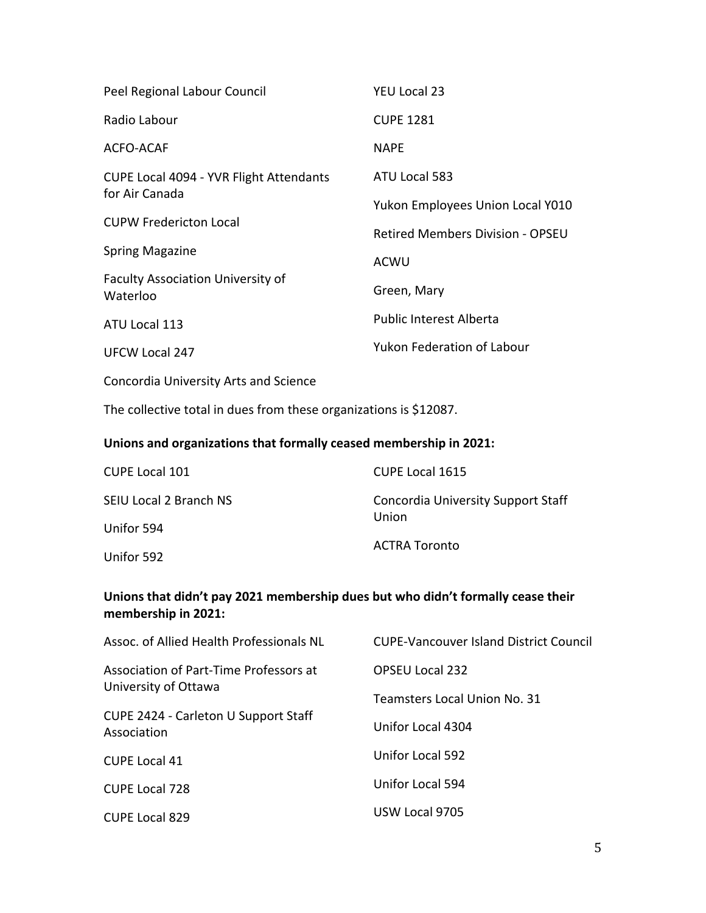Peel Regional Labour Council

Radio Labour

ACFO-ACAF

CUPE Local 4094 - YVR Flight Attendants for Air Canada

CUPW Fredericton Local

Spring Magazine

Faculty Association University of Waterloo

ATU Local 113

UFCW Local 247

Concordia University Arts and Science

YEU Local 23

CUPE 1281

NAPE

ATU Local 583

Yukon Employees Union Local Y010

Retired Members Division - OPSEU

ACWU

Green, Mary

Public Interest Alberta

Yukon Federation of Labour

The collective total in dues from these organizations is $12087.

**Unions and organizations that formally ceased membership in 2021:**

CUPE Local 101

SEIU Local 2 Branch NS

Unifor 594

Unifor 592

CUPE Local 1615

Concordia University Support Staff Union

ACTRA Toronto

**Unions that didn't pay 2021 membership dues but who didn't formally cease their membership in 2021:**

Assoc. of Allied Health Professionals NL

Association of Part-Time Professors at University of Ottawa

CUPE 2424 - Carleton U Support Staff Association

CUPE Local 41

CUPE Local 728

CUPE Local 829

CUPE-Vancouver Island District Council

OPSEU Local 232

Teamsters Local Union No. 31

Unifor Local 4304

Unifor Local 592

Unifor Local 594

USW Local 9705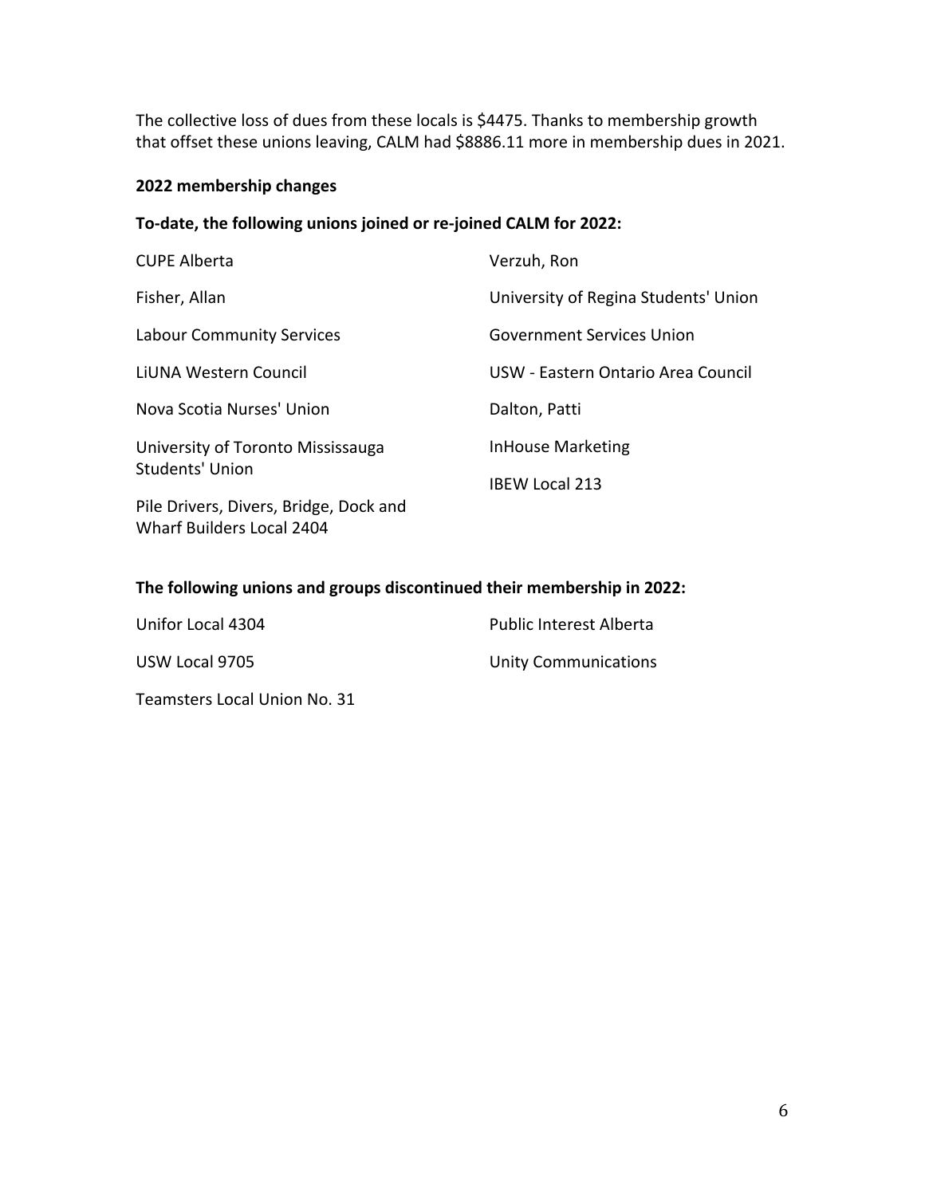The collective loss of dues from these locals is $4475. Thanks to membership growth that offset these unions leaving, CALM had $8886.11 more in membership dues in 2021.

**2022 membership changes**

**To-date, the following unions joined or re-joined CALM for 2022:**

- CUPE Alberta
- Fisher, Allan
- Labour Community Services
- LiUNA Western Council
- Nova Scotia Nurses' Union
- University of Toronto Mississauga Students' Union
- Pile Drivers, Divers, Bridge, Dock and Wharf Builders Local 2404
- Verzuh, Ron
- University of Regina Students' Union
- Government Services Union
- USW - Eastern Ontario Area Council
- Dalton, Patti
- InHouse Marketing
- IBEW Local 213

**The following unions and groups discontinued their membership in 2022:**

- Unifor Local 4304
- USW Local 9705
- Teamsters Local Union No. 31
- Public Interest Alberta
- Unity Communications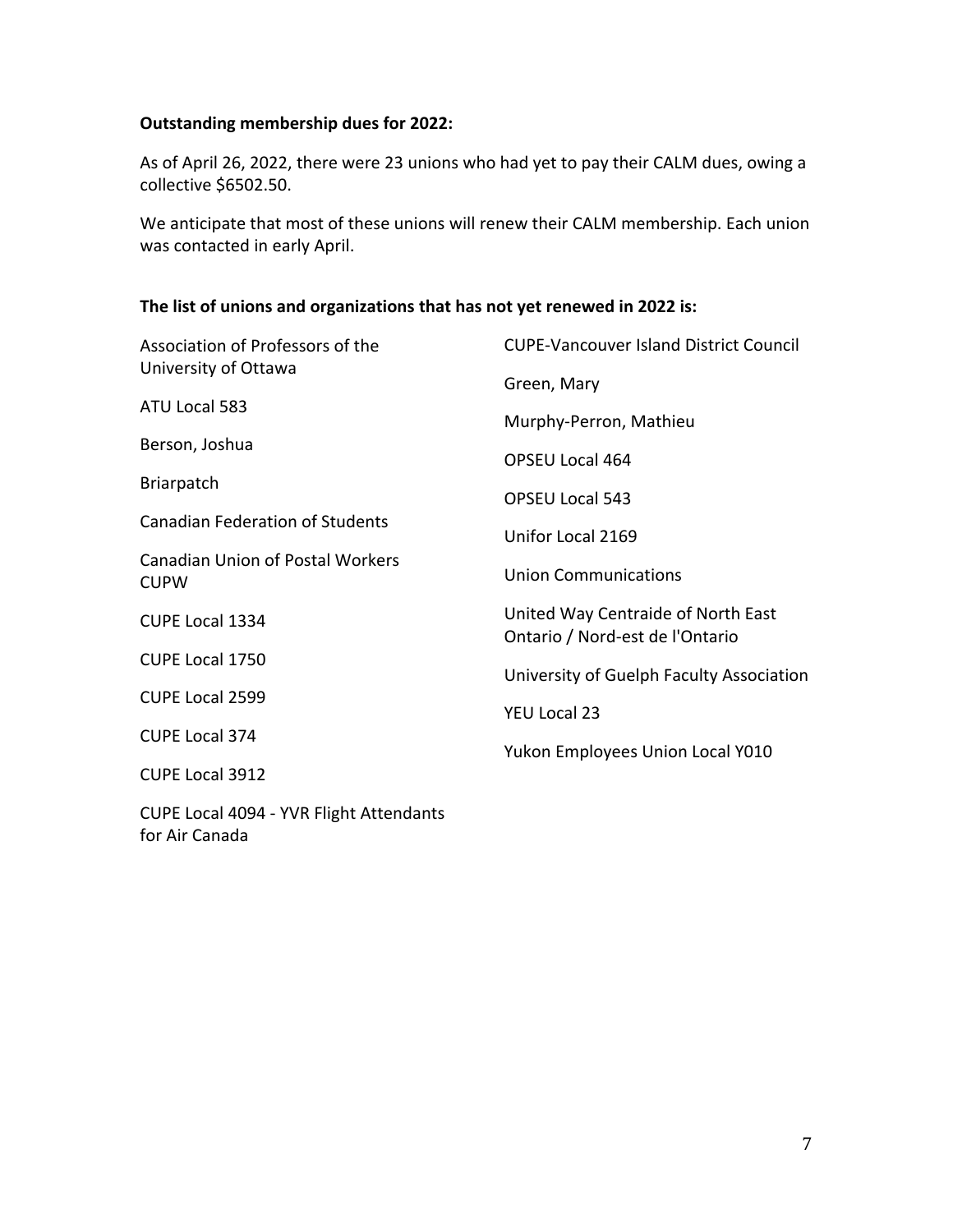**Outstanding membership dues for 2022:**

As of April 26, 2022, there were 23 unions who had yet to pay their CALM dues, owing a collective $6502.50.

We anticipate that most of these unions will renew their CALM membership. Each union was contacted in early April.

**The list of unions and organizations that has not yet renewed in 2022 is:**

Association of Professors of the University of Ottawa

ATU Local 583

Berson, Joshua

Briarpatch

Canadian Federation of Students

Canadian Union of Postal Workers CUPW

CUPE Local 1334

CUPE Local 1750

CUPE Local 2599

CUPE Local 374

CUPE Local 3912

CUPE Local 4094 - YVR Flight Attendants for Air Canada

CUPE-Vancouver Island District Council

Green, Mary

Murphy-Perron, Mathieu

OPSEU Local 464

OPSEU Local 543

Unifor Local 2169

Union Communications

United Way Centraide of North East Ontario / Nord-est de l'Ontario

University of Guelph Faculty Association

YEU Local 23

Yukon Employees Union Local Y010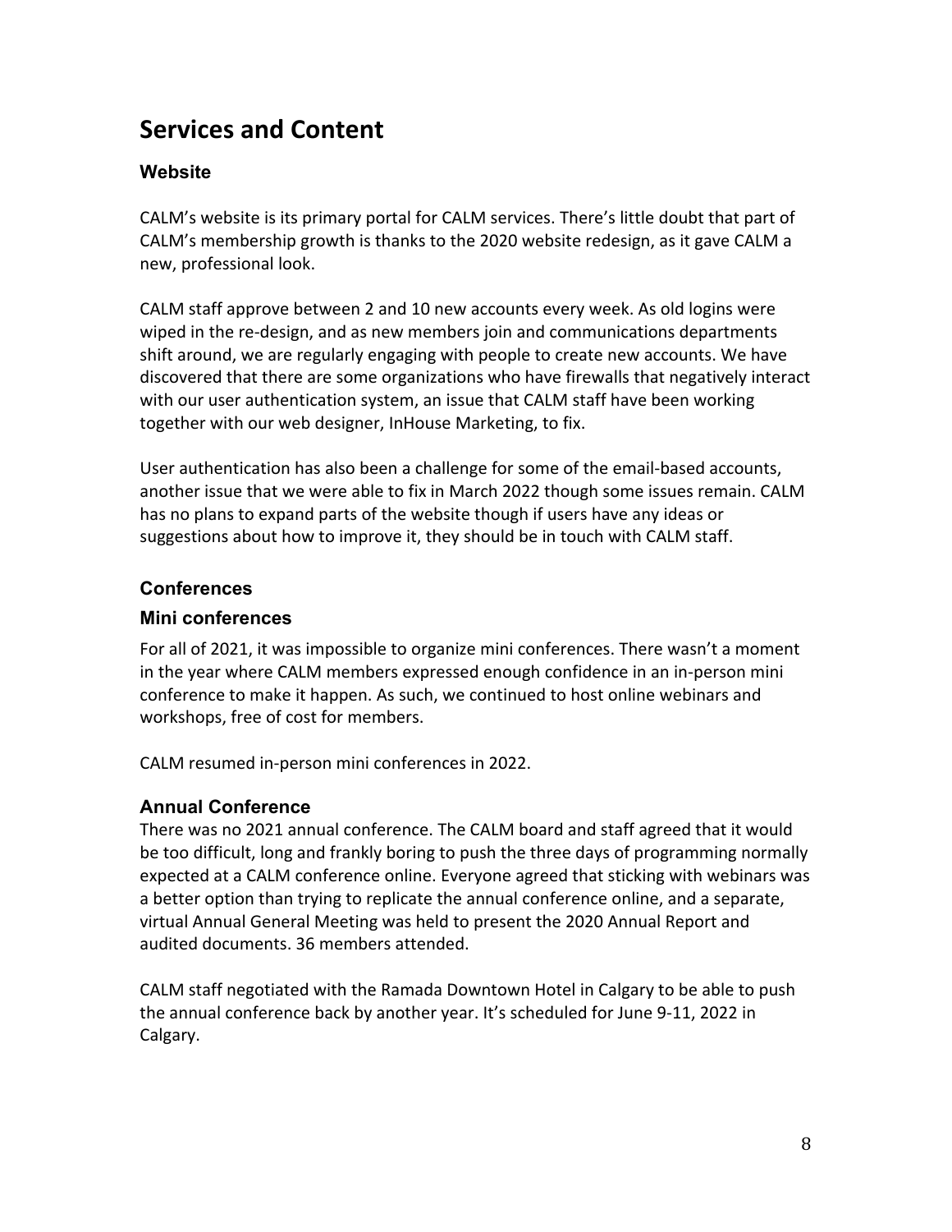# Services and Content

### Website

CALM's website is its primary portal for CALM services. There's little doubt that part of CALM's membership growth is thanks to the 2020 website redesign, as it gave CALM a new, professional look.

CALM staff approve between 2 and 10 new accounts every week. As old logins were wiped in the re-design, and as new members join and communications departments shift around, we are regularly engaging with people to create new accounts. We have discovered that there are some organizations who have firewalls that negatively interact with our user authentication system, an issue that CALM staff have been working together with our web designer, InHouse Marketing, to fix.

User authentication has also been a challenge for some of the email-based accounts, another issue that we were able to fix in March 2022 though some issues remain. CALM has no plans to expand parts of the website though if users have any ideas or suggestions about how to improve it, they should be in touch with CALM staff.

### Conferences

### Mini conferences

For all of 2021, it was impossible to organize mini conferences. There wasn't a moment in the year where CALM members expressed enough confidence in an in-person mini conference to make it happen. As such, we continued to host online webinars and workshops, free of cost for members.

CALM resumed in-person mini conferences in 2022.

### Annual Conference

There was no 2021 annual conference. The CALM board and staff agreed that it would be too difficult, long and frankly boring to push the three days of programming normally expected at a CALM conference online. Everyone agreed that sticking with webinars was a better option than trying to replicate the annual conference online, and a separate, virtual Annual General Meeting was held to present the 2020 Annual Report and audited documents. 36 members attended.

CALM staff negotiated with the Ramada Downtown Hotel in Calgary to be able to push the annual conference back by another year. It's scheduled for June 9-11, 2022 in Calgary.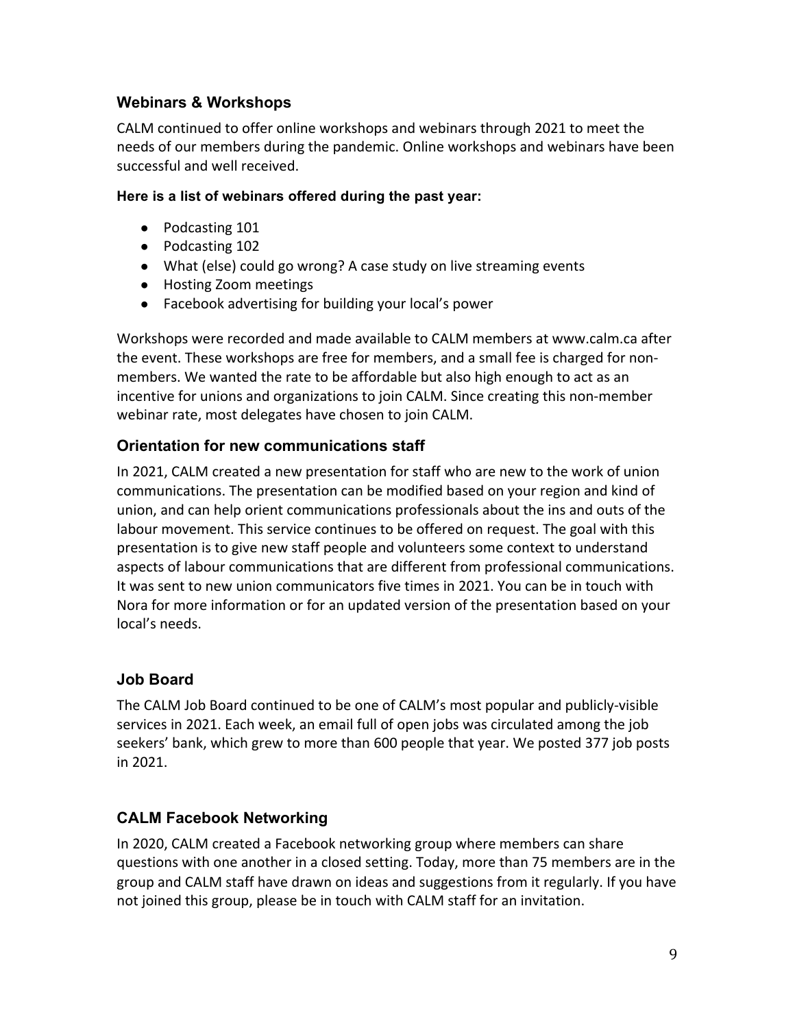### Webinars & Workshops

CALM continued to offer online workshops and webinars through 2021 to meet the needs of our members during the pandemic. Online workshops and webinars have been successful and well received.

**Here is a list of webinars offered during the past year:**

- Podcasting 101
- Podcasting 102
- What (else) could go wrong? A case study on live streaming events
- Hosting Zoom meetings
- Facebook advertising for building your local's power

Workshops were recorded and made available to CALM members at www.calm.ca after the event. These workshops are free for members, and a small fee is charged for non-members. We wanted the rate to be affordable but also high enough to act as an incentive for unions and organizations to join CALM. Since creating this non-member webinar rate, most delegates have chosen to join CALM.

### Orientation for new communications staff

In 2021, CALM created a new presentation for staff who are new to the work of union communications. The presentation can be modified based on your region and kind of union, and can help orient communications professionals about the ins and outs of the labour movement. This service continues to be offered on request. The goal with this presentation is to give new staff people and volunteers some context to understand aspects of labour communications that are different from professional communications. It was sent to new union communicators five times in 2021. You can be in touch with Nora for more information or for an updated version of the presentation based on your local's needs.

### Job Board

The CALM Job Board continued to be one of CALM's most popular and publicly-visible services in 2021. Each week, an email full of open jobs was circulated among the job seekers' bank, which grew to more than 600 people that year. We posted 377 job posts in 2021.

### CALM Facebook Networking

In 2020, CALM created a Facebook networking group where members can share questions with one another in a closed setting. Today, more than 75 members are in the group and CALM staff have drawn on ideas and suggestions from it regularly. If you have not joined this group, please be in touch with CALM staff for an invitation.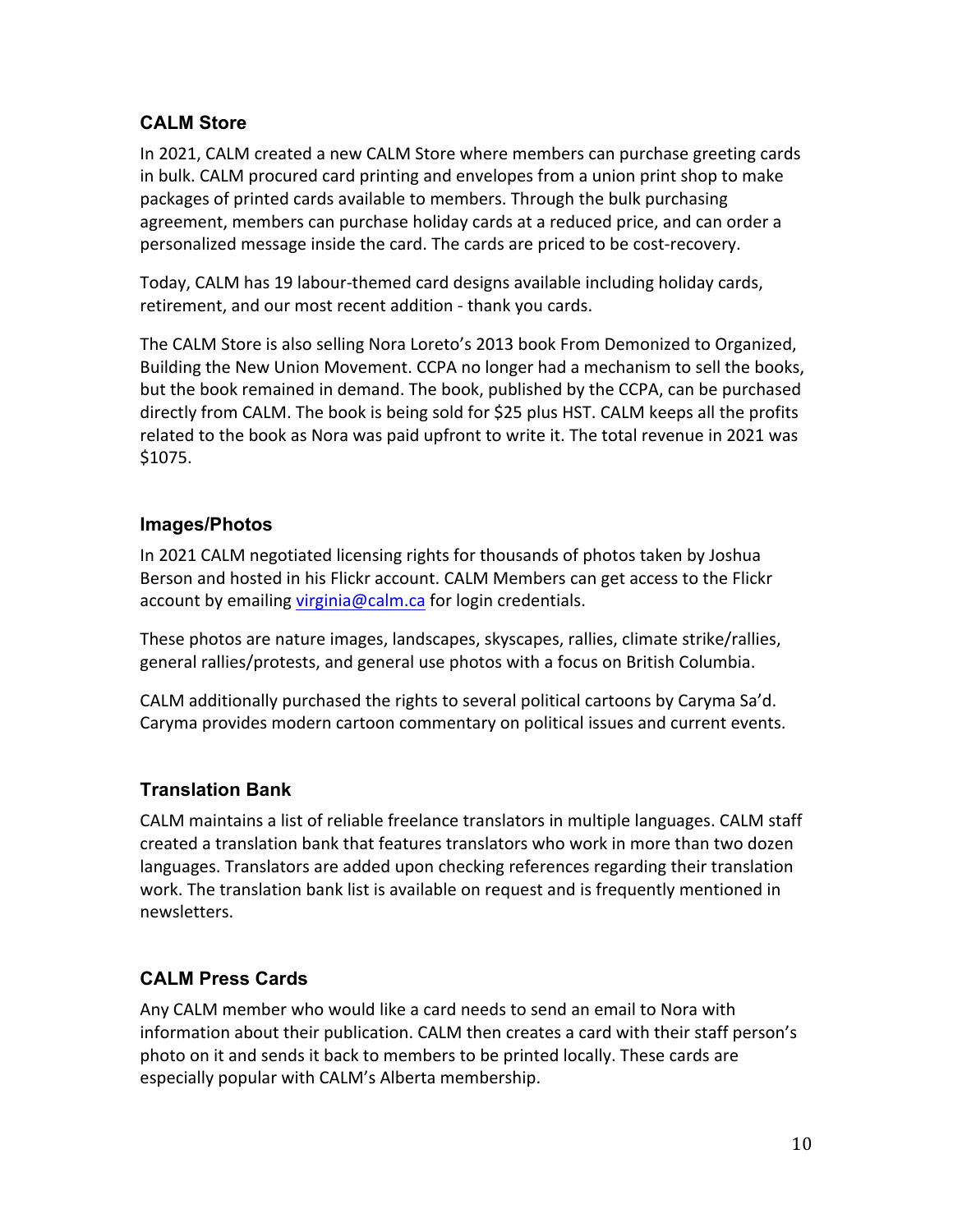## CALM Store

In 2021, CALM created a new CALM Store where members can purchase greeting cards in bulk. CALM procured card printing and envelopes from a union print shop to make packages of printed cards available to members. Through the bulk purchasing agreement, members can purchase holiday cards at a reduced price, and can order a personalized message inside the card. The cards are priced to be cost-recovery.

Today, CALM has 19 labour-themed card designs available including holiday cards, retirement, and our most recent addition - thank you cards.

The CALM Store is also selling Nora Loreto's 2013 book From Demonized to Organized, Building the New Union Movement. CCPA no longer had a mechanism to sell the books, but the book remained in demand. The book, published by the CCPA, can be purchased directly from CALM. The book is being sold for $25 plus HST. CALM keeps all the profits related to the book as Nora was paid upfront to write it. The total revenue in 2021 was $1075.

## Images/Photos

In 2021 CALM negotiated licensing rights for thousands of photos taken by Joshua Berson and hosted in his Flickr account. CALM Members can get access to the Flickr account by emailing [virginia@calm.ca](mailto:virginia@calm.ca) for login credentials.

These photos are nature images, landscapes, skyscapes, rallies, climate strike/rallies, general rallies/protests, and general use photos with a focus on British Columbia.

CALM additionally purchased the rights to several political cartoons by Caryma Sa'd. Caryma provides modern cartoon commentary on political issues and current events.

## Translation Bank

CALM maintains a list of reliable freelance translators in multiple languages. CALM staff created a translation bank that features translators who work in more than two dozen languages. Translators are added upon checking references regarding their translation work. The translation bank list is available on request and is frequently mentioned in newsletters.

## CALM Press Cards

Any CALM member who would like a card needs to send an email to Nora with information about their publication. CALM then creates a card with their staff person's photo on it and sends it back to members to be printed locally. These cards are especially popular with CALM's Alberta membership.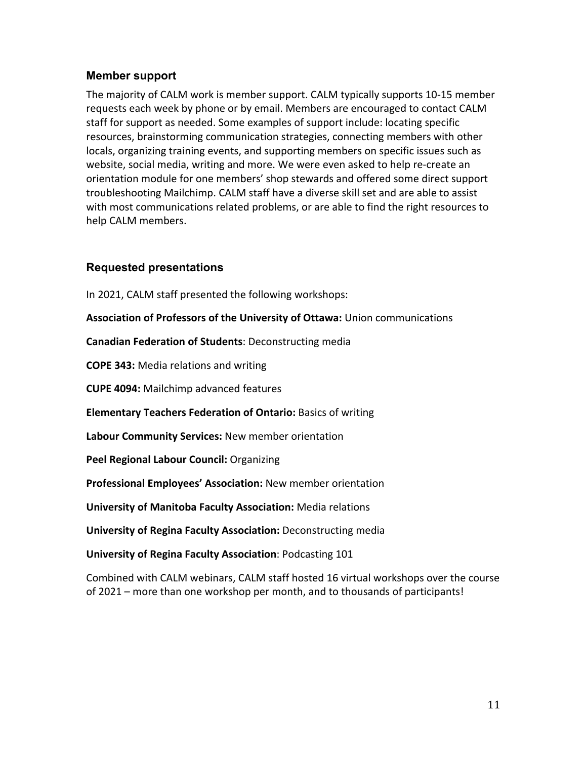## Member support

The majority of CALM work is member support. CALM typically supports 10-15 member requests each week by phone or by email. Members are encouraged to contact CALM staff for support as needed. Some examples of support include: locating specific resources, brainstorming communication strategies, connecting members with other locals, organizing training events, and supporting members on specific issues such as website, social media, writing and more. We were even asked to help re-create an orientation module for one members' shop stewards and offered some direct support troubleshooting Mailchimp. CALM staff have a diverse skill set and are able to assist with most communications related problems, or are able to find the right resources to help CALM members.

## Requested presentations

In 2021, CALM staff presented the following workshops:

**Association of Professors of the University of Ottawa:** Union communications

**Canadian Federation of Students**: Deconstructing media

**COPE 343:** Media relations and writing

**CUPE 4094:** Mailchimp advanced features

**Elementary Teachers Federation of Ontario:** Basics of writing

**Labour Community Services:** New member orientation

**Peel Regional Labour Council:** Organizing

**Professional Employees' Association:** New member orientation

**University of Manitoba Faculty Association:** Media relations

**University of Regina Faculty Association:** Deconstructing media

**University of Regina Faculty Association**: Podcasting 101

Combined with CALM webinars, CALM staff hosted 16 virtual workshops over the course of 2021 – more than one workshop per month, and to thousands of participants!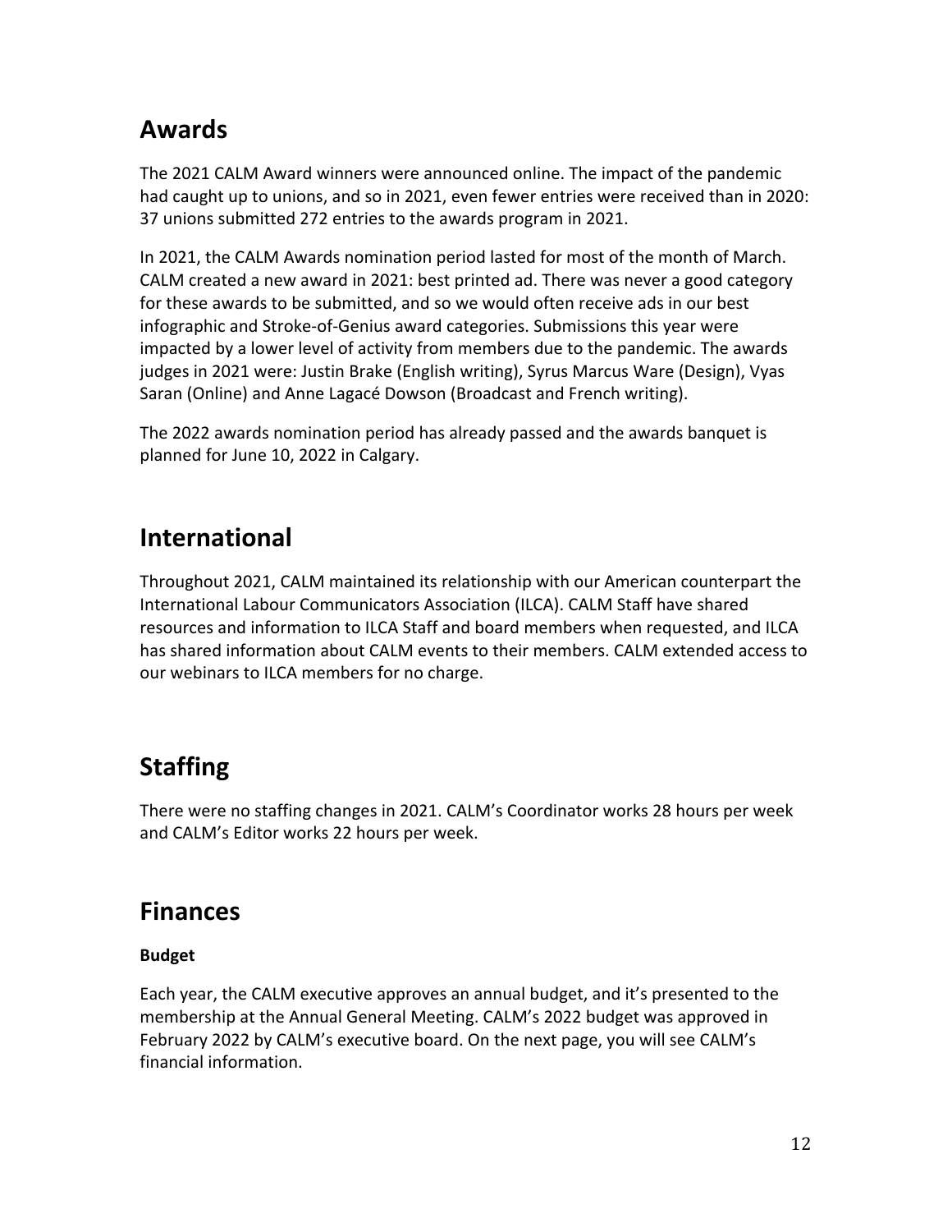## Awards

The 2021 CALM Award winners were announced online. The impact of the pandemic had caught up to unions, and so in 2021, even fewer entries were received than in 2020: 37 unions submitted 272 entries to the awards program in 2021.

In 2021, the CALM Awards nomination period lasted for most of the month of March. CALM created a new award in 2021: best printed ad. There was never a good category for these awards to be submitted, and so we would often receive ads in our best infographic and Stroke-of-Genius award categories. Submissions this year were impacted by a lower level of activity from members due to the pandemic. The awards judges in 2021 were: Justin Brake (English writing), Syrus Marcus Ware (Design), Vyas Saran (Online) and Anne Lagacé Dowson (Broadcast and French writing).

The 2022 awards nomination period has already passed and the awards banquet is planned for June 10, 2022 in Calgary.

## International

Throughout 2021, CALM maintained its relationship with our American counterpart the International Labour Communicators Association (ILCA). CALM Staff have shared resources and information to ILCA Staff and board members when requested, and ILCA has shared information about CALM events to their members. CALM extended access to our webinars to ILCA members for no charge.

## Staffing

There were no staffing changes in 2021. CALM's Coordinator works 28 hours per week and CALM's Editor works 22 hours per week.

## Finances

### Budget

Each year, the CALM executive approves an annual budget, and it's presented to the membership at the Annual General Meeting. CALM's 2022 budget was approved in February 2022 by CALM's executive board. On the next page, you will see CALM's financial information.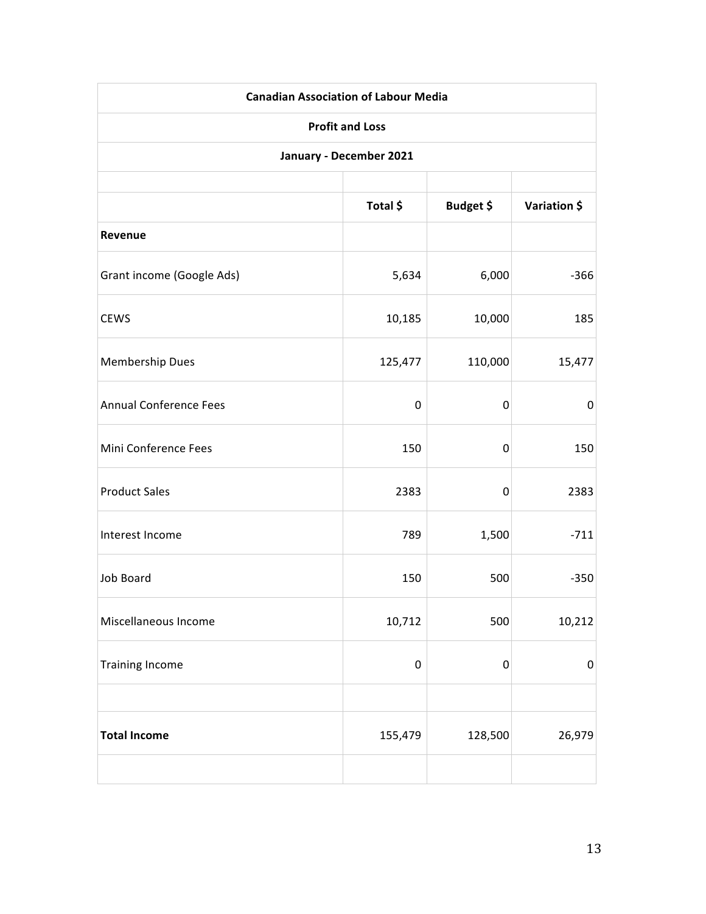| Canadian Association of Labour Media | | | |
|---|---|---|---|
| **Profit and Loss** | | | |
| **January - December 2021** | | | |
| | | | |
| | **Total $** | **Budget $** | **Variation $** |
| **Revenue** | | | |
| Grant income (Google Ads) | 5,634 | 6,000 | -366 |
| CEWS | 10,185 | 10,000 | 185 |
| Membership Dues | 125,477 | 110,000 | 15,477 |
| Annual Conference Fees | 0 | 0 | 0 |
| Mini Conference Fees | 150 | 0 | 150 |
| Product Sales | 2383 | 0 | 2383 |
| Interest Income | 789 | 1,500 | -711 |
| Job Board | 150 | 500 | -350 |
| Miscellaneous Income | 10,712 | 500 | 10,212 |
| Training Income | 0 | 0 | 0 |
| | | | |
| **Total Income** | 155,479 | 128,500 | 26,979 |
| | | | |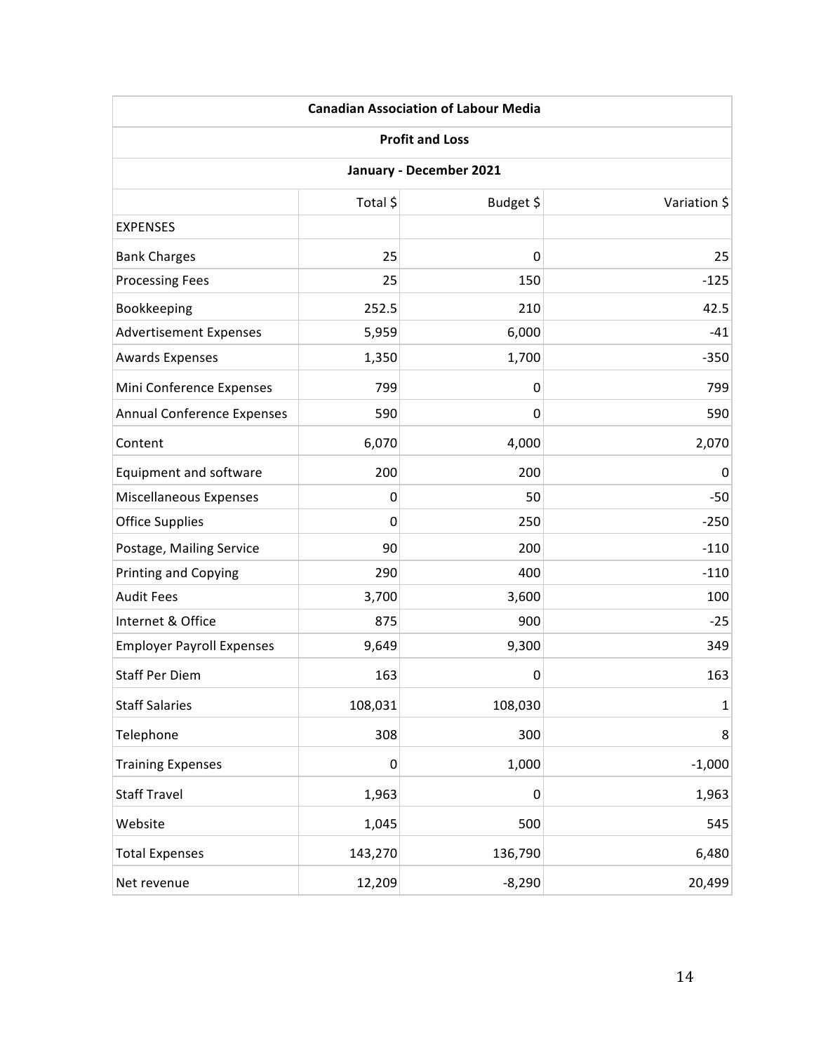| Canadian Association of Labour Media | | | |
|---|---|---|---|
| **Profit and Loss** | | | |
| **January - December 2021** | | | |
| | Total $ | Budget $ | Variation $ |
| EXPENSES | | | |
| Bank Charges | 25 | 0 | 25 |
| Processing Fees | 25 | 150 | -125 |
| Bookkeeping | 252.5 | 210 | 42.5 |
| Advertisement Expenses | 5,959 | 6,000 | -41 |
| Awards Expenses | 1,350 | 1,700 | -350 |
| Mini Conference Expenses | 799 | 0 | 799 |
| Annual Conference Expenses | 590 | 0 | 590 |
| Content | 6,070 | 4,000 | 2,070 |
| Equipment and software | 200 | 200 | 0 |
| Miscellaneous Expenses | 0 | 50 | -50 |
| Office Supplies | 0 | 250 | -250 |
| Postage, Mailing Service | 90 | 200 | -110 |
| Printing and Copying | 290 | 400 | -110 |
| Audit Fees | 3,700 | 3,600 | 100 |
| Internet & Office | 875 | 900 | -25 |
| Employer Payroll Expenses | 9,649 | 9,300 | 349 |
| Staff Per Diem | 163 | 0 | 163 |
| Staff Salaries | 108,031 | 108,030 | 1 |
| Telephone | 308 | 300 | 8 |
| Training Expenses | 0 | 1,000 | -1,000 |
| Staff Travel | 1,963 | 0 | 1,963 |
| Website | 1,045 | 500 | 545 |
| Total Expenses | 143,270 | 136,790 | 6,480 |
| Net revenue | 12,209 | -8,290 | 20,499 |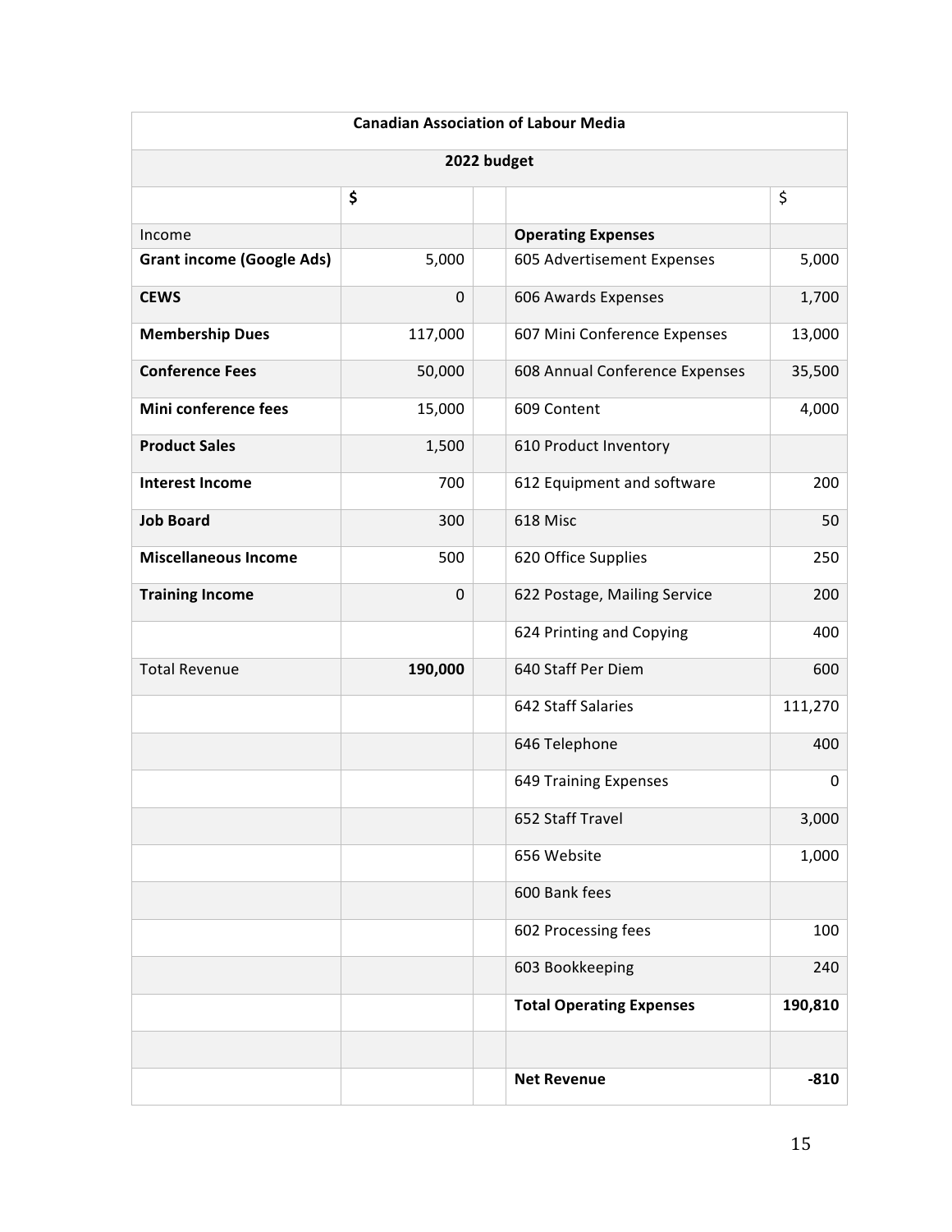| Canadian Association of Labour Media | | | | |
|---|---|---|---|---|
| **2022 budget** | | | | |
| | **$** | | | $ |
| Income | | | **Operating Expenses** | |
| **Grant income (Google Ads)** | 5,000 | | 605 Advertisement Expenses | 5,000 |
| **CEWS** | 0 | | 606 Awards Expenses | 1,700 |
| **Membership Dues** | 117,000 | | 607 Mini Conference Expenses | 13,000 |
| **Conference Fees** | 50,000 | | 608 Annual Conference Expenses | 35,500 |
| **Mini conference fees** | 15,000 | | 609 Content | 4,000 |
| **Product Sales** | 1,500 | | 610 Product Inventory | |
| **Interest Income** | 700 | | 612 Equipment and software | 200 |
| **Job Board** | 300 | | 618 Misc | 50 |
| **Miscellaneous Income** | 500 | | 620 Office Supplies | 250 |
| **Training Income** | 0 | | 622 Postage, Mailing Service | 200 |
| | | | 624 Printing and Copying | 400 |
| Total Revenue | **190,000** | | 640 Staff Per Diem | 600 |
| | | | 642 Staff Salaries | 111,270 |
| | | | 646 Telephone | 400 |
| | | | 649 Training Expenses | 0 |
| | | | 652 Staff Travel | 3,000 |
| | | | 656 Website | 1,000 |
| | | | 600 Bank fees | |
| | | | 602 Processing fees | 100 |
| | | | 603 Bookkeeping | 240 |
| | | | **Total Operating Expenses** | **190,810** |
| | | | | |
| | | | **Net Revenue** | **-810** |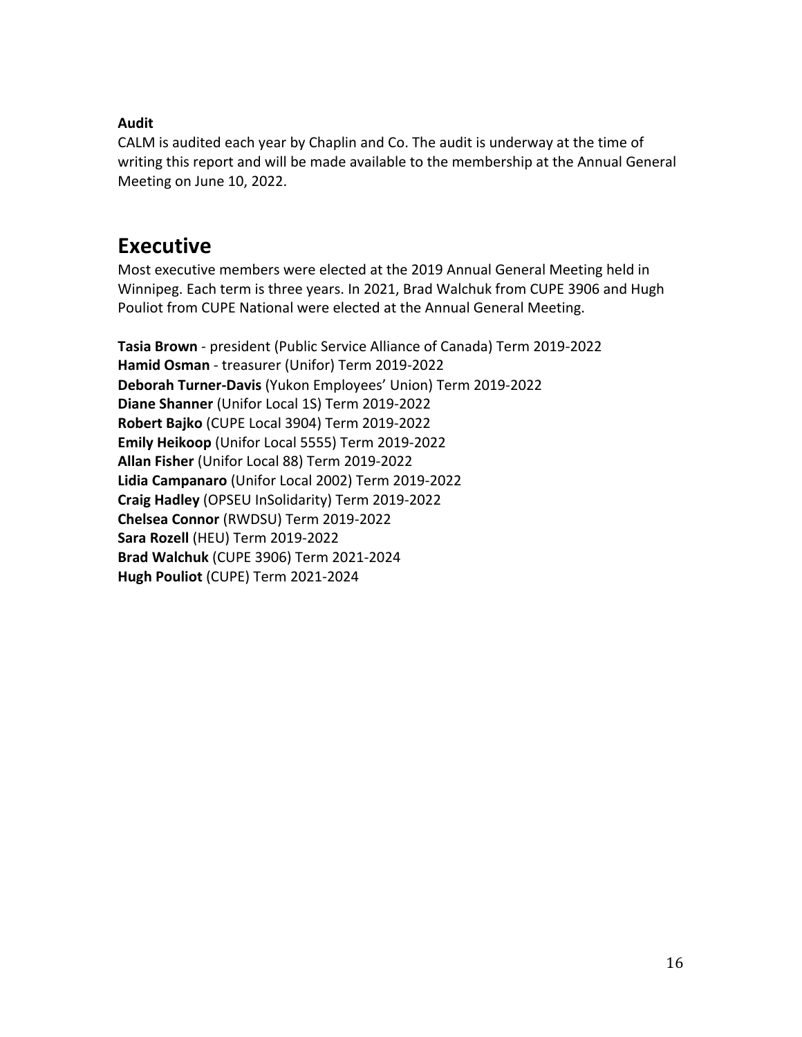**Audit**

CALM is audited each year by Chaplin and Co. The audit is underway at the time of writing this report and will be made available to the membership at the Annual General Meeting on June 10, 2022.

## Executive

Most executive members were elected at the 2019 Annual General Meeting held in Winnipeg. Each term is three years. In 2021, Brad Walchuk from CUPE 3906 and Hugh Pouliot from CUPE National were elected at the Annual General Meeting.

**Tasia Brown** - president (Public Service Alliance of Canada) Term 2019-2022
**Hamid Osman** - treasurer (Unifor) Term 2019-2022
**Deborah Turner-Davis** (Yukon Employees' Union) Term 2019-2022
**Diane Shanner** (Unifor Local 1S) Term 2019-2022
**Robert Bajko** (CUPE Local 3904) Term 2019-2022
**Emily Heikoop** (Unifor Local 5555) Term 2019-2022
**Allan Fisher** (Unifor Local 88) Term 2019-2022
**Lidia Campanaro** (Unifor Local 2002) Term 2019-2022
**Craig Hadley** (OPSEU InSolidarity) Term 2019-2022
**Chelsea Connor** (RWDSU) Term 2019-2022
**Sara Rozell** (HEU) Term 2019-2022
**Brad Walchuk** (CUPE 3906) Term 2021-2024
**Hugh Pouliot** (CUPE) Term 2021-2024